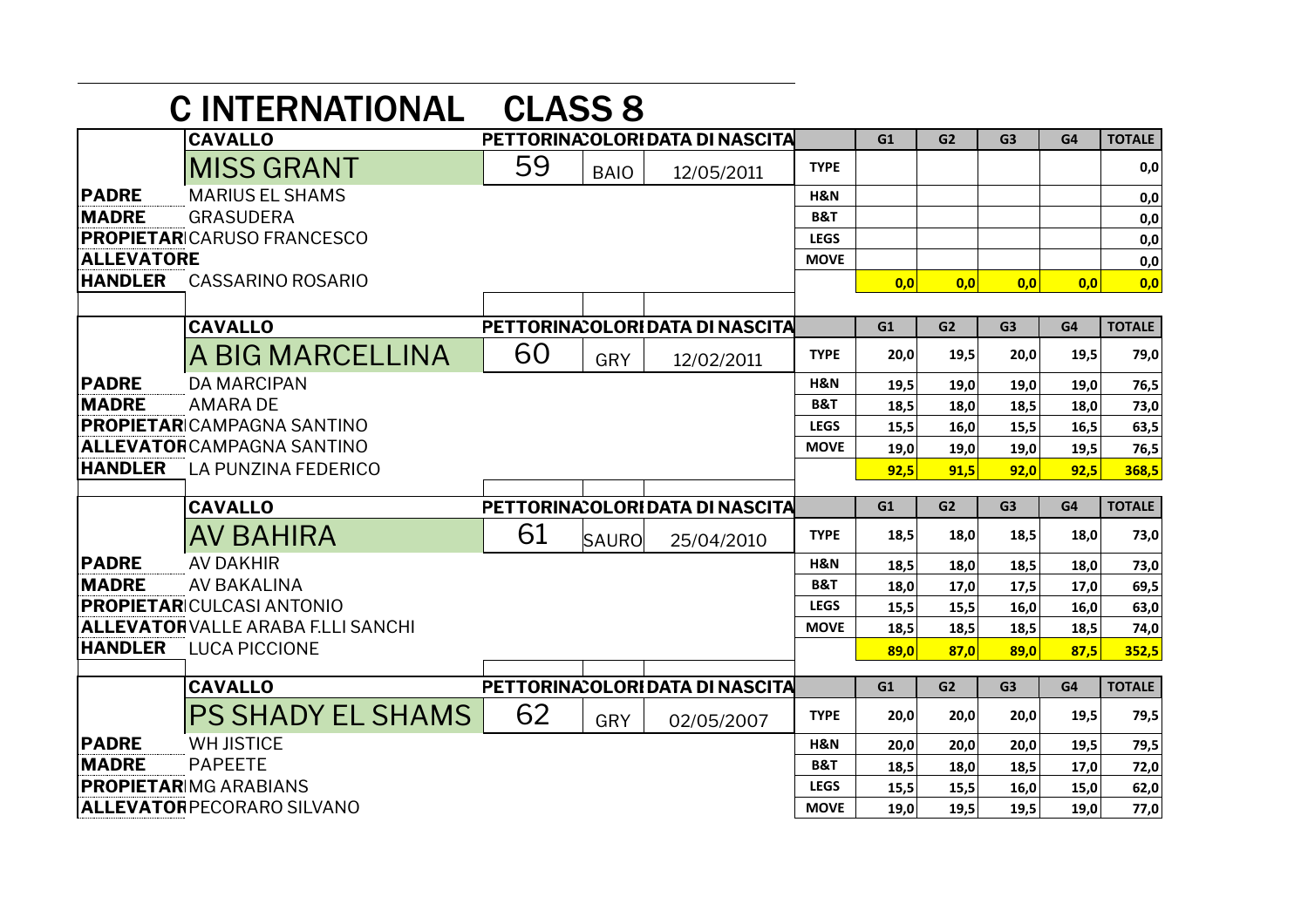# C INTERNATIONAL CLASS 8

| | CAVALLO | PETTORINA | COLORI | DATA DI NASCITA | | G1 | G2 | G3 | G4 | TOTALE |
|---|---|---|---|---|---|---|---|---|---|---|
| | MISS GRANT | 59 | BAIO | 12/05/2011 | TYPE | | | | | 0,0 |
| PADRE | MARIUS EL SHAMS | | | | H&N | | | | | 0,0 |
| MADRE | GRASUDERA | | | | B&T | | | | | 0,0 |
| PROPIETARI | CARUSO FRANCESCO | | | | LEGS | | | | | 0,0 |
| ALLEVATORE | | | | | MOVE | | | | | 0,0 |
| HANDLER | CASSARINO ROSARIO | | | | | 0,0 | 0,0 | 0,0 | 0,0 | 0,0 |

| | CAVALLO | PETTORINA | COLORI | DATA DI NASCITA | | G1 | G2 | G3 | G4 | TOTALE |
|---|---|---|---|---|---|---|---|---|---|---|
| | A BIG MARCELLINA | 60 | GRY | 12/02/2011 | TYPE | 20,0 | 19,5 | 20,0 | 19,5 | 79,0 |
| PADRE | DA MARCIPAN | | | | H&N | 19,5 | 19,0 | 19,0 | 19,0 | 76,5 |
| MADRE | AMARA DE | | | | B&T | 18,5 | 18,0 | 18,5 | 18,0 | 73,0 |
| PROPIETARI | CAMPAGNA SANTINO | | | | LEGS | 15,5 | 16,0 | 15,5 | 16,5 | 63,5 |
| ALLEVATORE | CAMPAGNA SANTINO | | | | MOVE | 19,0 | 19,0 | 19,0 | 19,5 | 76,5 |
| HANDLER | LA PUNZINA FEDERICO | | | | | 92,5 | 91,5 | 92,0 | 92,5 | 368,5 |

| | CAVALLO | PETTORINA | COLORI | DATA DI NASCITA | | G1 | G2 | G3 | G4 | TOTALE |
|---|---|---|---|---|---|---|---|---|---|---|
| | AV BAHIRA | 61 | SAURO | 25/04/2010 | TYPE | 18,5 | 18,0 | 18,5 | 18,0 | 73,0 |
| PADRE | AV DAKHIR | | | | H&N | 18,5 | 18,0 | 18,5 | 18,0 | 73,0 |
| MADRE | AV BAKALINA | | | | B&T | 18,0 | 17,0 | 17,5 | 17,0 | 69,5 |
| PROPIETARI | CULCASI ANTONIO | | | | LEGS | 15,5 | 15,5 | 16,0 | 16,0 | 63,0 |
| ALLEVATORE | VALLE ARABA F.LLI SANCHI | | | | MOVE | 18,5 | 18,5 | 18,5 | 18,5 | 74,0 |
| HANDLER | LUCA PICCIONE | | | | | 89,0 | 87,0 | 89,0 | 87,5 | 352,5 |

| | CAVALLO | PETTORINA | COLORI | DATA DI NASCITA | | G1 | G2 | G3 | G4 | TOTALE |
|---|---|---|---|---|---|---|---|---|---|---|
| | PS SHADY EL SHAMS | 62 | GRY | 02/05/2007 | TYPE | 20,0 | 20,0 | 20,0 | 19,5 | 79,5 |
| PADRE | WH JISTICE | | | | H&N | 20,0 | 20,0 | 20,0 | 19,5 | 79,5 |
| MADRE | PAPEETE | | | | B&T | 18,5 | 18,0 | 18,5 | 17,0 | 72,0 |
| PROPIETARI | MG ARABIANS | | | | LEGS | 15,5 | 15,5 | 16,0 | 15,0 | 62,0 |
| ALLEVATORE | PECORARO SILVANO | | | | MOVE | 19,0 | 19,5 | 19,5 | 19,0 | 77,0 |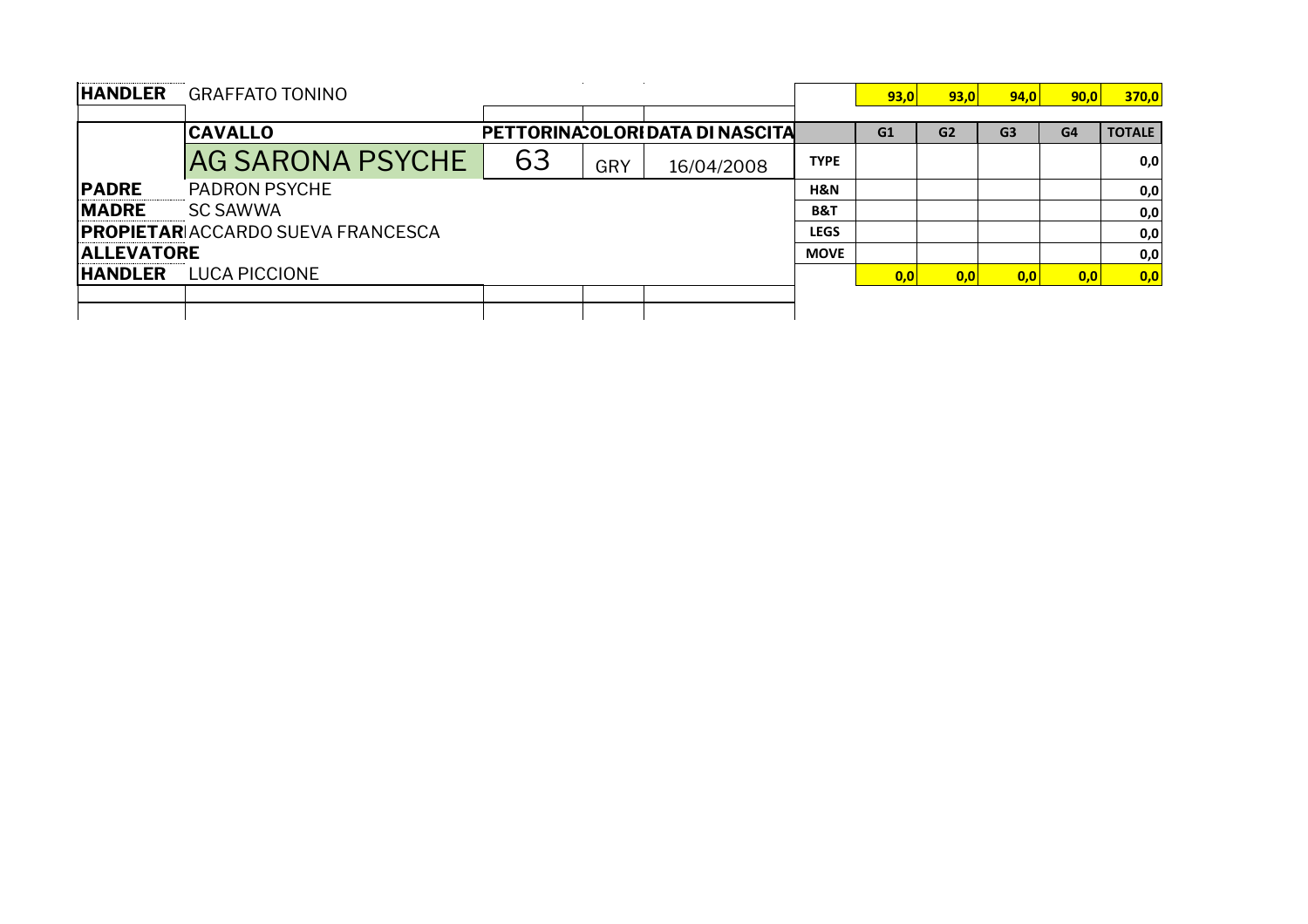| | | | | | | | | | | |
|---|---|---|---|---|---|---|---|---|---|---|
| **HANDLER** | GRAFFATO TONINO | | | | | 93,0 | 93,0 | 94,0 | 90,0 | 370,0 |
| | **CAVALLO** | **PETTORINA** | **COLORE** | **DATA DI NASCITA** | | **G1** | **G2** | **G3** | **G4** | **TOTALE** |
| | AG SARONA PSYCHE | 63 | GRY | 16/04/2008 | **TYPE** | | | | | 0,0 |
| **PADRE** | PADRON PSYCHE | | | | **H&N** | | | | | 0,0 |
| **MADRE** | SC SAWWA | | | | **B&T** | | | | | 0,0 |
| **PROPIETARIO** | ACCARDO SUEVA FRANCESCA | | | | **LEGS** | | | | | 0,0 |
| **ALLEVATORE** | | | | | **MOVE** | | | | | 0,0 |
| **HANDLER** | LUCA PICCIONE | | | | | 0,0 | 0,0 | 0,0 | 0,0 | 0,0 |